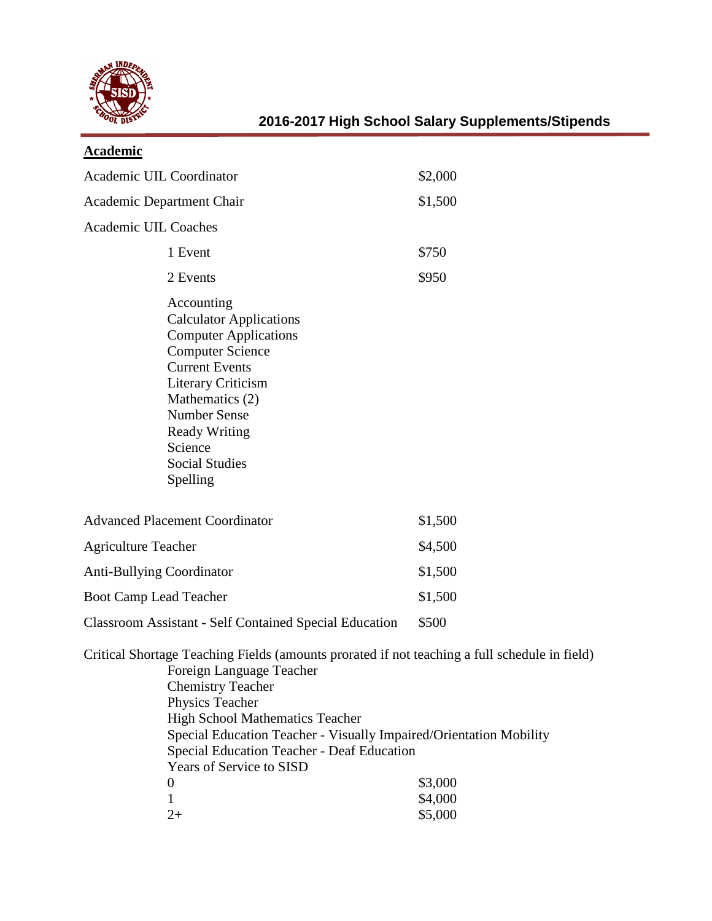# 2016-2017 High School Salary Supplements/Stipends

## Academic

| Position | Amount |
|---|---|
| Academic UIL Coordinator | $2,000 |
| Academic Department Chair | $1,500 |
| Academic UIL Coaches | |
| 1 Event | $750 |
| 2 Events | $950 |

Accounting
Calculator Applications
Computer Applications
Computer Science
Current Events
Literary Criticism
Mathematics (2)
Number Sense
Ready Writing
Science
Social Studies
Spelling

| Position | Amount |
|---|---|
| Advanced Placement Coordinator | $1,500 |
| Agriculture Teacher | $4,500 |
| Anti-Bullying Coordinator | $1,500 |
| Boot Camp Lead Teacher | $1,500 |
| Classroom Assistant - Self Contained Special Education | $500 |

Critical Shortage Teaching Fields (amounts prorated if not teaching a full schedule in field)

Foreign Language Teacher
Chemistry Teacher
Physics Teacher
High School Mathematics Teacher
Special Education Teacher - Visually Impaired/Orientation Mobility
Special Education Teacher - Deaf Education

| Years of Service to SISD | Amount |
|---|---|
| 0 | $3,000 |
| 1 | $4,000 |
| 2+ | $5,000 |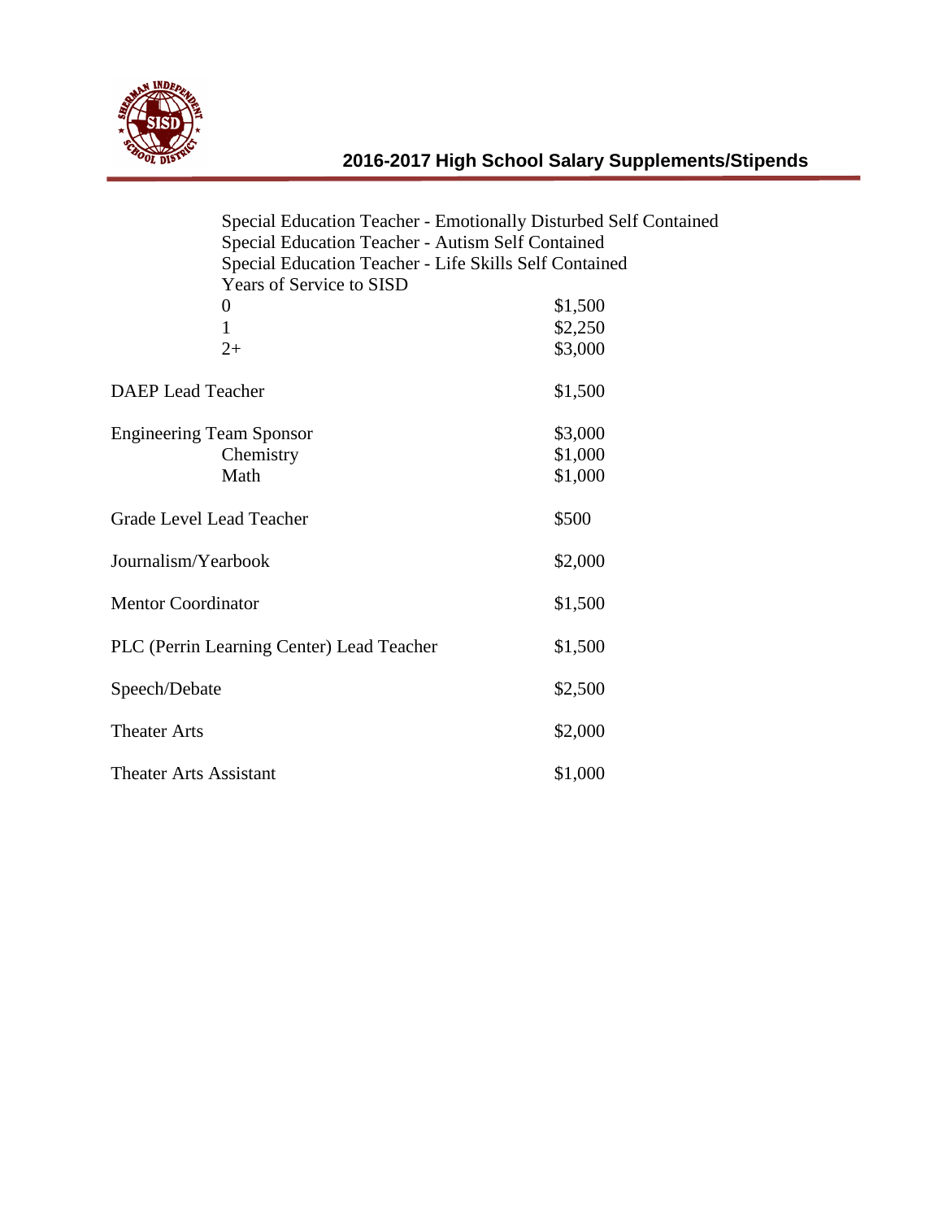## 2016-2017 High School Salary Supplements/Stipends

| Position | Amount |
| --- | --- |
| Special Education Teacher - Emotionally Disturbed Self Contained | |
| Special Education Teacher - Autism Self Contained | |
| Special Education Teacher - Life Skills Self Contained | |
| Years of Service to SISD | |
| 0 | $1,500 |
| 1 | $2,250 |
| 2+ | $3,000 |
| DAEP Lead Teacher | $1,500 |
| Engineering Team Sponsor | $3,000 |
| Chemistry | $1,000 |
| Math | $1,000 |
| Grade Level Lead Teacher | $500 |
| Journalism/Yearbook | $2,000 |
| Mentor Coordinator | $1,500 |
| PLC (Perrin Learning Center) Lead Teacher | $1,500 |
| Speech/Debate | $2,500 |
| Theater Arts | $2,000 |
| Theater Arts Assistant | $1,000 |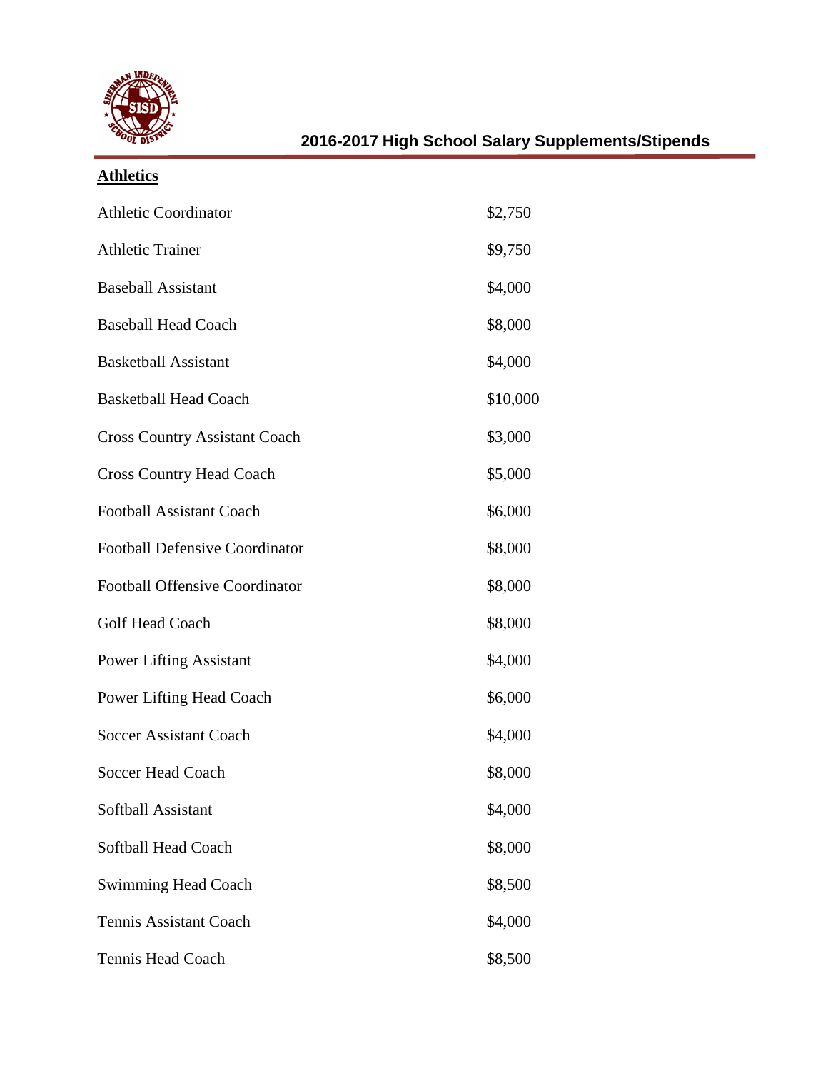# 2016-2017 High School Salary Supplements/Stipends

## Athletics

| | |
|---|---|
| Athletic Coordinator | $2,750 |
| Athletic Trainer | $9,750 |
| Baseball Assistant | $4,000 |
| Baseball Head Coach | $8,000 |
| Basketball Assistant | $4,000 |
| Basketball Head Coach | $10,000 |
| Cross Country Assistant Coach | $3,000 |
| Cross Country Head Coach | $5,000 |
| Football Assistant Coach | $6,000 |
| Football Defensive Coordinator | $8,000 |
| Football Offensive Coordinator | $8,000 |
| Golf Head Coach | $8,000 |
| Power Lifting Assistant | $4,000 |
| Power Lifting Head Coach | $6,000 |
| Soccer Assistant Coach | $4,000 |
| Soccer Head Coach | $8,000 |
| Softball Assistant | $4,000 |
| Softball Head Coach | $8,000 |
| Swimming Head Coach | $8,500 |
| Tennis Assistant Coach | $4,000 |
| Tennis Head Coach | $8,500 |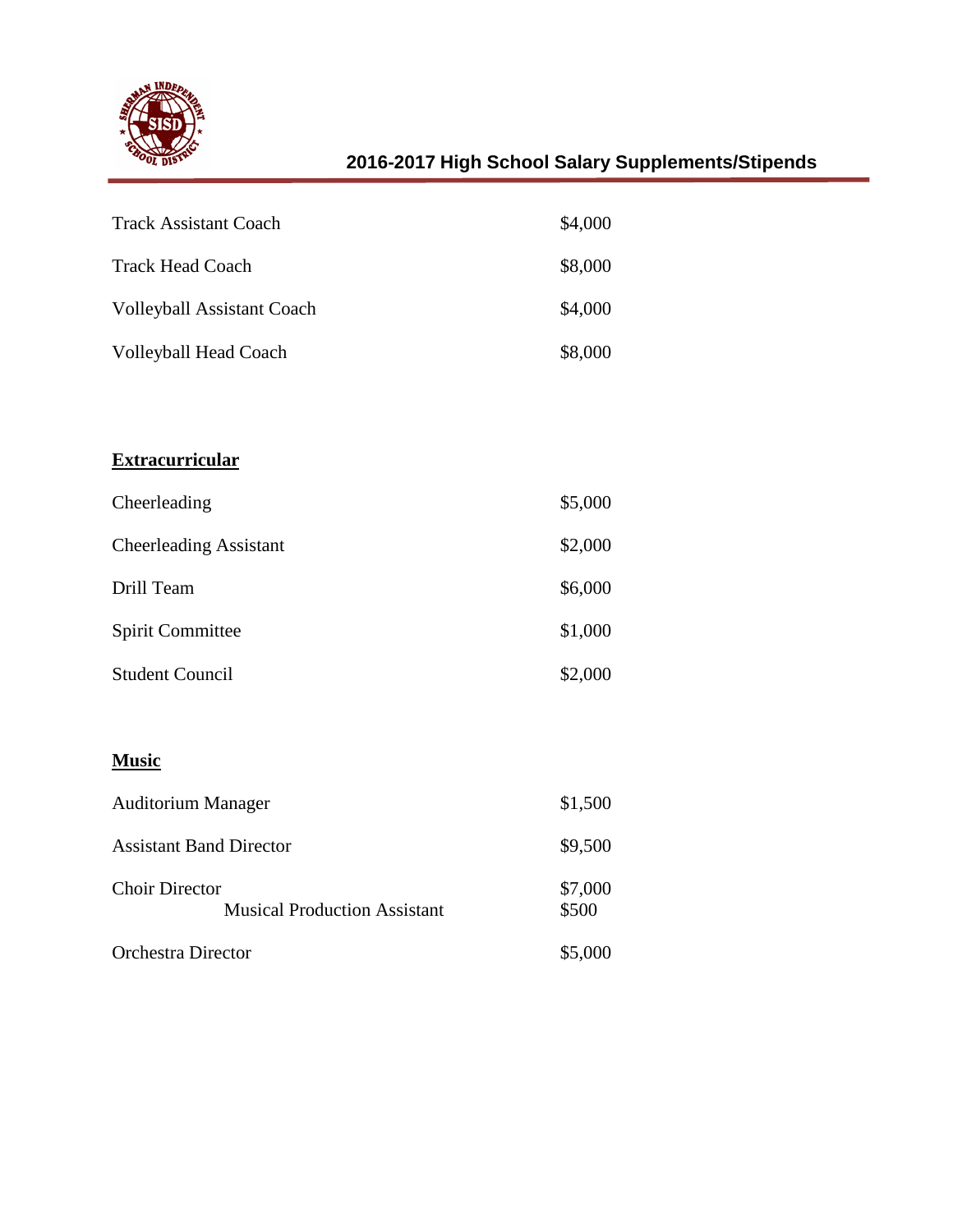## 2016-2017 High School Salary Supplements/Stipends

| | |
|---|---|
| Track Assistant Coach | $4,000 |
| Track Head Coach | $8,000 |
| Volleyball Assistant Coach | $4,000 |
| Volleyball Head Coach | $8,000 |

**Extracurricular**

| | |
|---|---|
| Cheerleading | $5,000 |
| Cheerleading Assistant | $2,000 |
| Drill Team | $6,000 |
| Spirit Committee | $1,000 |
| Student Council | $2,000 |

**Music**

| | |
|---|---|
| Auditorium Manager | $1,500 |
| Assistant Band Director | $9,500 |
| Choir Director | $7,000 |
| Musical Production Assistant | $500 |
| Orchestra Director | $5,000 |